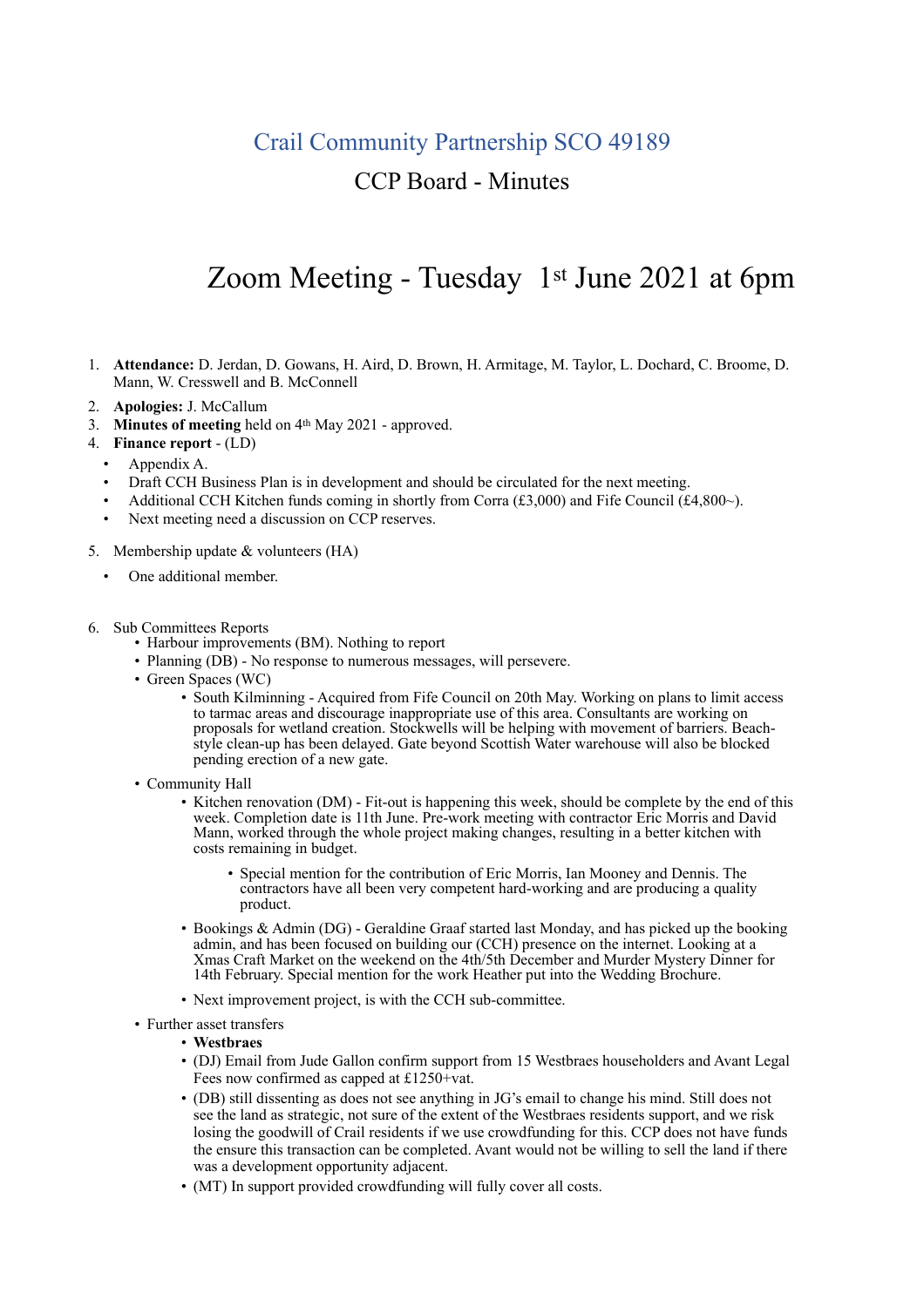# Crail Community Partnership SCO 49189

## CCP Board - Minutes

# Zoom Meeting - Tuesday 1st June 2021 at 6pm

1. **Attendance:** D. Jerdan, D. Gowans, H. Aird, D. Brown, H. Armitage, M. Taylor, L. Dochard, C. Broome, D. Mann, W. Cresswell and B. McConnell
2. **Apologies:** J. McCallum
3. **Minutes of meeting** held on 4th May 2021 - approved.
4. **Finance report** - (LD)
   - Appendix A.
   - Draft CCH Business Plan is in development and should be circulated for the next meeting.
   - Additional CCH Kitchen funds coming in shortly from Corra (£3,000) and Fife Council (£4,800~).
   - Next meeting need a discussion on CCP reserves.
5. Membership update & volunteers (HA)
   - One additional member.
6. Sub Committees Reports
   - Harbour improvements (BM). Nothing to report
   - Planning (DB) - No response to numerous messages, will persevere.
   - Green Spaces (WC)
     - South Kilminning - Acquired from Fife Council on 20th May. Working on plans to limit access to tarmac areas and discourage inappropriate use of this area. Consultants are working on proposals for wetland creation. Stockwells will be helping with movement of barriers. Beach-style clean-up has been delayed. Gate beyond Scottish Water warehouse will also be blocked pending erection of a new gate.
   - Community Hall
     - Kitchen renovation (DM) - Fit-out is happening this week, should be complete by the end of this week. Completion date is 11th June. Pre-work meeting with contractor Eric Morris and David Mann, worked through the whole project making changes, resulting in a better kitchen with costs remaining in budget.
       - Special mention for the contribution of Eric Morris, Ian Mooney and Dennis. The contractors have all been very competent hard-working and are producing a quality product.
     - Bookings & Admin (DG) - Geraldine Graaf started last Monday, and has picked up the booking admin, and has been focused on building our (CCH) presence on the internet. Looking at a Xmas Craft Market on the weekend on the 4th/5th December and Murder Mystery Dinner for 14th February. Special mention for the work Heather put into the Wedding Brochure.
     - Next improvement project, is with the CCH sub-committee.
   - Further asset transfers
     - **Westbraes**
     - (DJ) Email from Jude Gallon confirm support from 15 Westbraes householders and Avant Legal Fees now confirmed as capped at £1250+vat.
     - (DB) still dissenting as does not see anything in JG's email to change his mind. Still does not see the land as strategic, not sure of the extent of the Westbraes residents support, and we risk losing the goodwill of Crail residents if we use crowdfunding for this. CCP does not have funds the ensure this transaction can be completed. Avant would not be willing to sell the land if there was a development opportunity adjacent.
     - (MT) In support provided crowdfunding will fully cover all costs.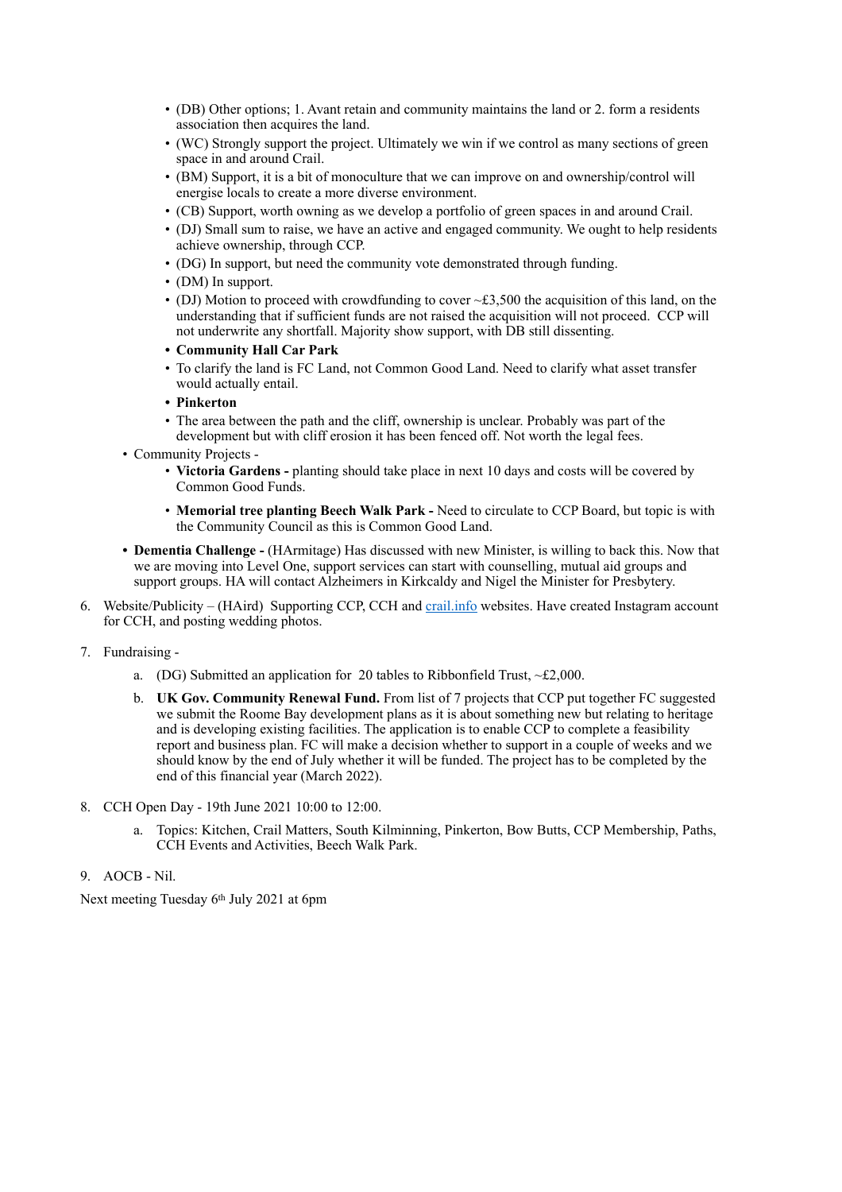- (DB) Other options; 1. Avant retain and community maintains the land or 2. form a residents association then acquires the land.
- (WC) Strongly support the project. Ultimately we win if we control as many sections of green space in and around Crail.
- (BM) Support, it is a bit of monoculture that we can improve on and ownership/control will energise locals to create a more diverse environment.
- (CB) Support, worth owning as we develop a portfolio of green spaces in and around Crail.
- (DJ) Small sum to raise, we have an active and engaged community. We ought to help residents achieve ownership, through CCP.
- (DG) In support, but need the community vote demonstrated through funding.
- (DM) In support.
- (DJ) Motion to proceed with crowdfunding to cover ~£3,500 the acquisition of this land, on the understanding that if sufficient funds are not raised the acquisition will not proceed. CCP will not underwrite any shortfall. Majority show support, with DB still dissenting.
- **Community Hall Car Park**
- To clarify the land is FC Land, not Common Good Land. Need to clarify what asset transfer would actually entail.
- **Pinkerton**
- The area between the path and the cliff, ownership is unclear. Probably was part of the development but with cliff erosion it has been fenced off. Not worth the legal fees.

- Community Projects -
  - **Victoria Gardens -** planting should take place in next 10 days and costs will be covered by Common Good Funds.
  - **Memorial tree planting Beech Walk Park -** Need to circulate to CCP Board, but topic is with the Community Council as this is Common Good Land.
- **Dementia Challenge -** (HArmitage) Has discussed with new Minister, is willing to back this. Now that we are moving into Level One, support services can start with counselling, mutual aid groups and support groups. HA will contact Alzheimers in Kirkcaldy and Nigel the Minister for Presbytery.

6. Website/Publicity – (HAird) Supporting CCP, CCH and [crail.info](crail.info) websites. Have created Instagram account for CCH, and posting wedding photos.

7. Fundraising -
   a. (DG) Submitted an application for 20 tables to Ribbonfield Trust, ~£2,000.
   b. **UK Gov. Community Renewal Fund.** From list of 7 projects that CCP put together FC suggested we submit the Roome Bay development plans as it is about something new but relating to heritage and is developing existing facilities. The application is to enable CCP to complete a feasibility report and business plan. FC will make a decision whether to support in a couple of weeks and we should know by the end of July whether it will be funded. The project has to be completed by the end of this financial year (March 2022).

8. CCH Open Day - 19th June 2021 10:00 to 12:00.
   a. Topics: Kitchen, Crail Matters, South Kilminning, Pinkerton, Bow Butts, CCP Membership, Paths, CCH Events and Activities, Beech Walk Park.

9. AOCB - Nil.

Next meeting Tuesday 6th July 2021 at 6pm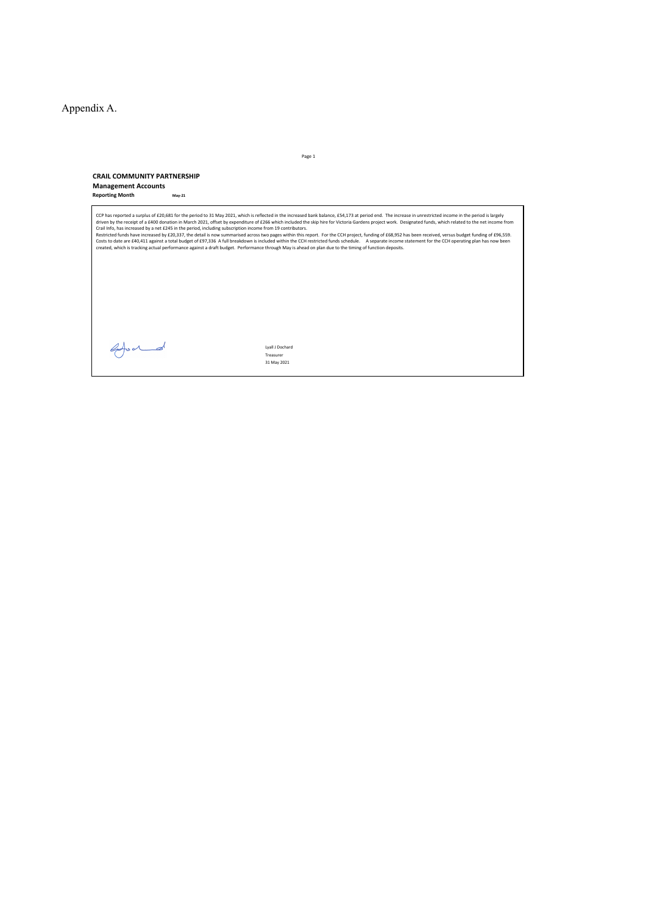Appendix A.

**CRAIL COMMUNITY PARTNERSHIP**

**Management Accounts**

**Reporting Month** **May-21**

CCP has reported a surplus of £20,681 for the period to 31 May 2021, which is reflected in the increased bank balance, £54,173 at period end. The increase in unrestricted income in the period is largely driven by the receipt of a £400 donation in March 2021, offset by expenditure of £266 which included the skip hire for Victoria Gardens project work. Designated funds, which related to the net income from Crail Info, has increased by a net £245 in the period, including subscription income from 19 contributors.
Restricted funds have increased by £20,337, the detail is now summarised across two pages within this report. For the CCH project, funding of £68,952 has been received, versus budget funding of £96,559. Costs to date are £40,411 against a total budget of £97,336 A full breakdown is included within the CCH restricted funds schedule. A separate income statement for the CCH operating plan has now been created, which is tracking actual performance against a draft budget. Performance through May is ahead on plan due to the timing of function deposits.

Lyall J Dochard
Treasurer
31 May 2021